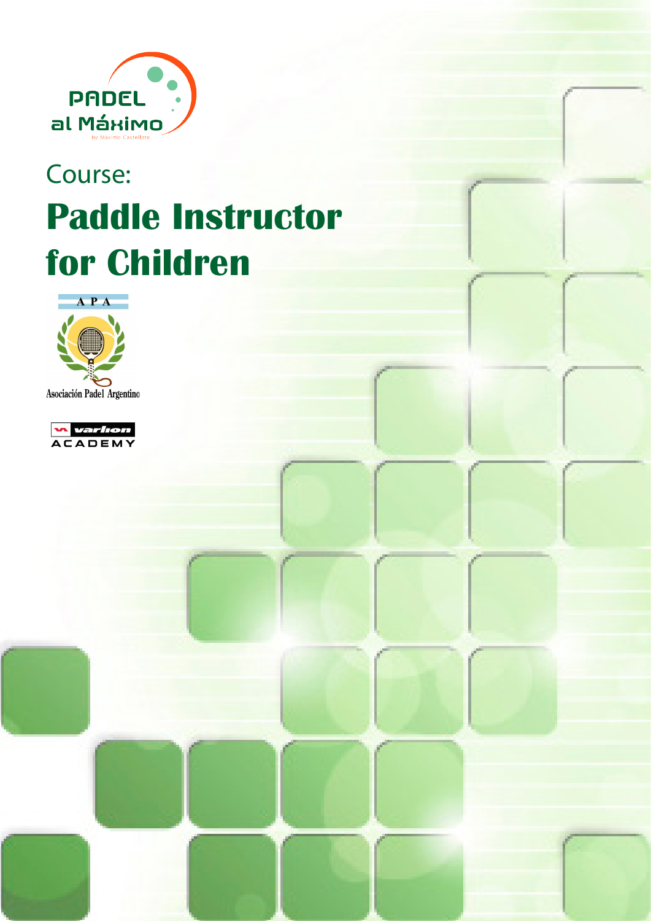PADEL al Máximo

by Maximo Castellote

Course:

# Paddle Instructor for Children

A P A

Asociación Padel Argentino

varlion ACADEMY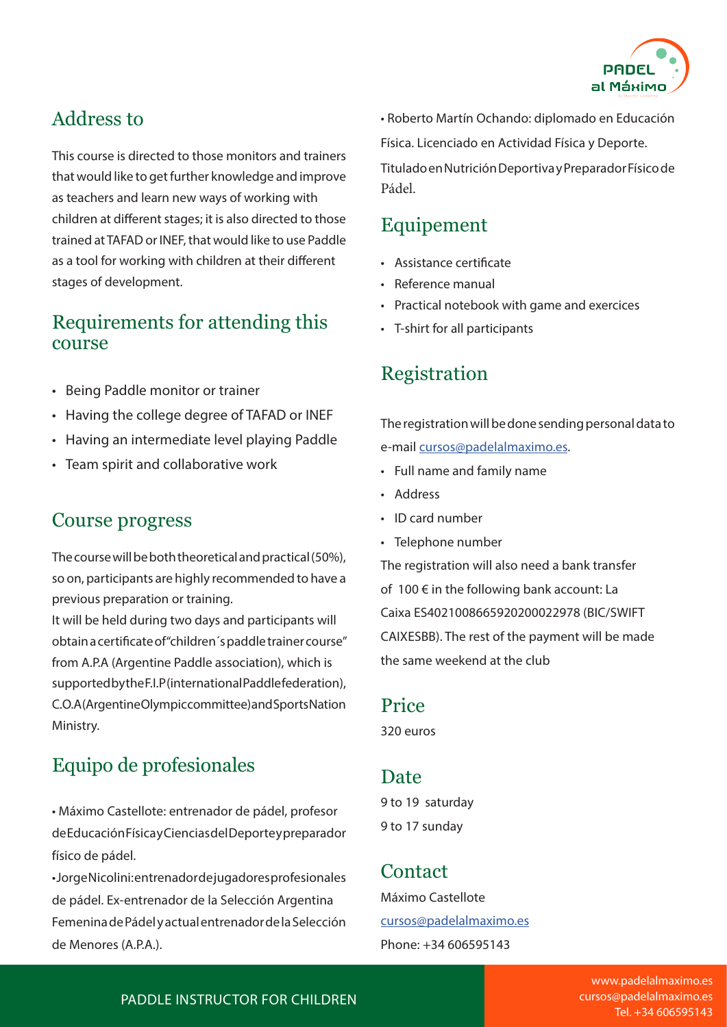## Address to

This course is directed to those monitors and trainers that would like to get further knowledge and improve as teachers and learn new ways of working with children at different stages; it is also directed to those trained at TAFAD or INEF, that would like to use Paddle as a tool for working with children at their different stages of development.

## Requirements for attending this course

- Being Paddle monitor or trainer
- Having the college degree of TAFAD or INEF
- Having an intermediate level playing Paddle
- Team spirit and collaborative work

## Course progress

The course will be both theoretical and practical (50%), so on, participants are highly recommended to have a previous preparation or training.

It will be held during two days and participants will obtain a certificate of "children´s paddle trainer course" from A.P.A (Argentine Paddle association), which is supported by the F.I.P (international Paddle federation), C.O.A (Argentine Olympic committee) and Sports Nation Ministry.

## Equipo de profesionales

• Máximo Castellote: entrenador de pádel, profesor de Educación Física y Ciencias del Deporte y preparador físico de pádel.

• Jorge Nicolini: entrenador de jugadores profesionales de pádel. Ex-entrenador de la Selección Argentina Femenina de Pádel y actual entrenador de la Selección de Menores (A.P.A.).

• Roberto Martín Ochando: diplomado en Educación Física. Licenciado en Actividad Física y Deporte. Titulado en Nutrición Deportiva y Preparador Físico de Pádel.

## Equipement

- Assistance certificate
- Reference manual
- Practical notebook with game and exercices
- T-shirt for all participants

## Registration

The registration will be done sending personal data to e-mail cursos@padelalmaximo.es.

- Full name and family name
- Address
- ID card number
- Telephone number

The registration will also need a bank transfer of 100 € in the following bank account: La Caixa ES4021008665920200022978 (BIC/SWIFT CAIXESBB). The rest of the payment will be made the same weekend at the club

## Price

320 euros

## Date

9 to 19 saturday

9 to 17 sunday

## Contact

Máximo Castellote

cursos@padelalmaximo.es

Phone: +34 606595143

PADDLE INSTRUCTOR FOR CHILDREN

www.padelalmaximo.es
cursos@padelalmaximo.es
Tel. +34 606595143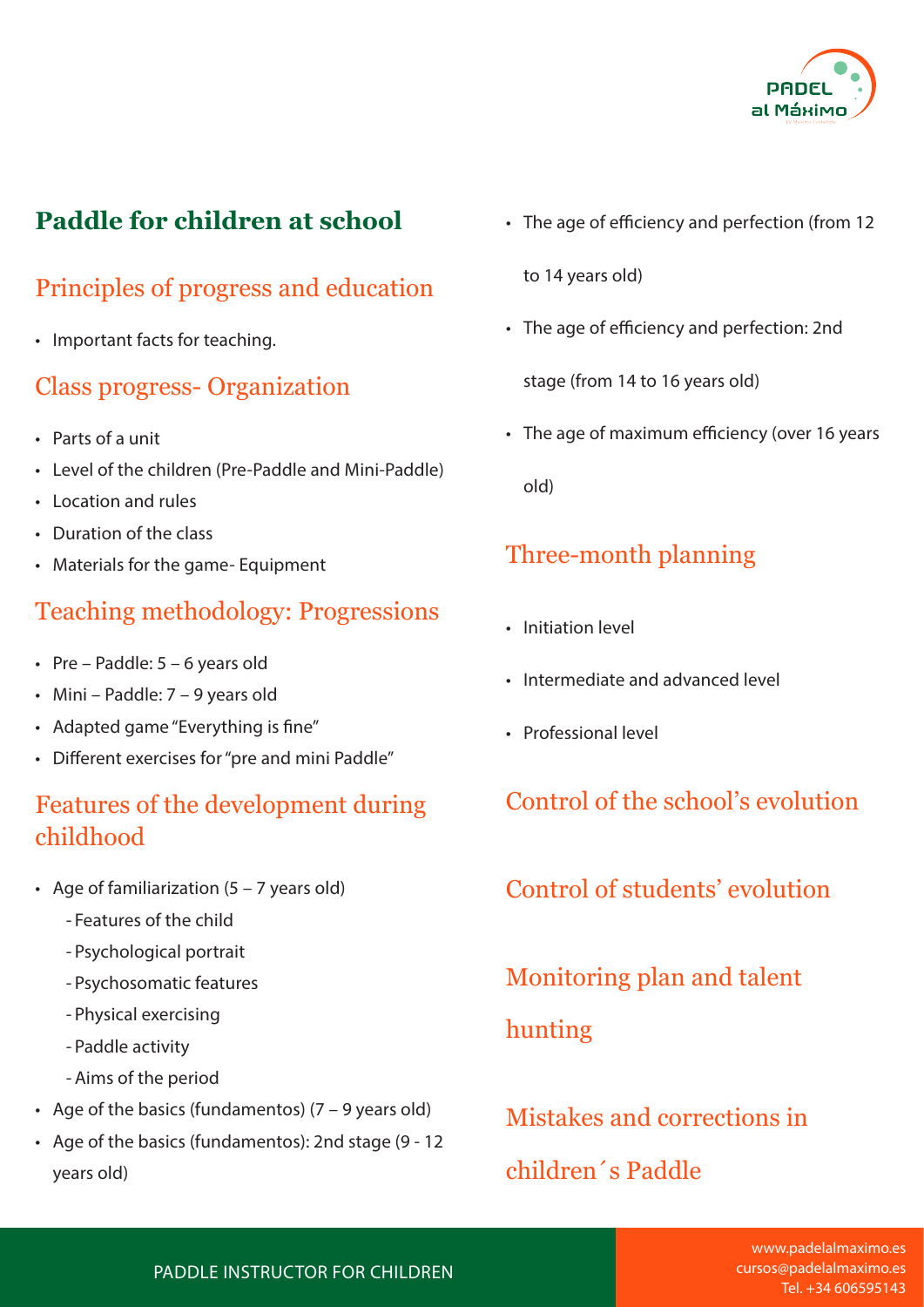# Paddle for children at school

## Principles of progress and education

- Important facts for teaching.

## Class progress- Organization

- Parts of a unit
- Level of the children (Pre-Paddle and Mini-Paddle)
- Location and rules
- Duration of the class
- Materials for the game- Equipment

## Teaching methodology: Progressions

- Pre – Paddle: 5 – 6 years old
- Mini – Paddle: 7 – 9 years old
- Adapted game "Everything is fine"
- Different exercises for "pre and mini Paddle"

## Features of the development during childhood

- Age of familiarization (5 – 7 years old)
  - Features of the child
  - Psychological portrait
  - Psychosomatic features
  - Physical exercising
  - Paddle activity
  - Aims of the period
- Age of the basics (fundamentos) (7 – 9 years old)
- Age of the basics (fundamentos): 2nd stage (9 - 12 years old)
- The age of efficiency and perfection (from 12 to 14 years old)
- The age of efficiency and perfection: 2nd stage (from 14 to 16 years old)
- The age of maximum efficiency (over 16 years old)

## Three-month planning

- Initiation level
- Intermediate and advanced level
- Professional level

## Control of the school's evolution

## Control of students' evolution

## Monitoring plan and talent hunting

## Mistakes and corrections in children´s Paddle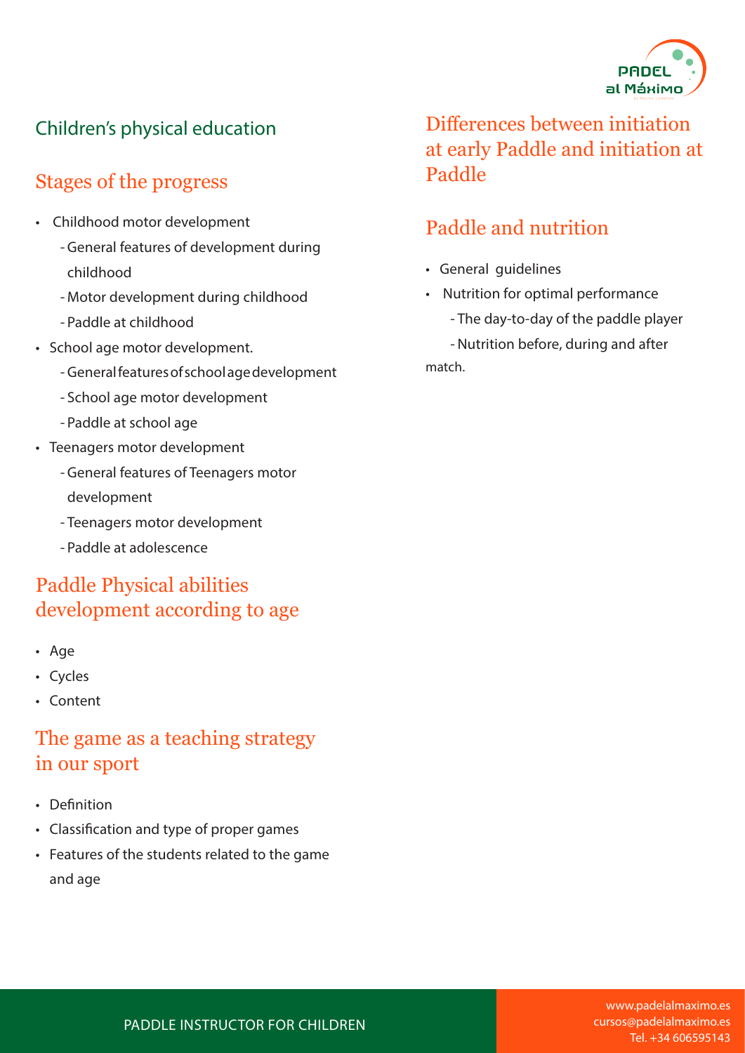## Children's physical education

### Stages of the progress

- Childhood motor development
  - General features of development during childhood
  - Motor development during childhood
  - Paddle at childhood
- School age motor development.
  - General features of school age development
  - School age motor development
  - Paddle at school age
- Teenagers motor development
  - General features of Teenagers motor development
  - Teenagers motor development
  - Paddle at adolescence

### Paddle Physical abilities development according to age

- Age
- Cycles
- Content

### The game as a teaching strategy in our sport

- Definition
- Classification and type of proper games
- Features of the students related to the game and age

### Differences between initiation at early Paddle and initiation at Paddle

### Paddle and nutrition

- General guidelines
- Nutrition for optimal performance
  - The day-to-day of the paddle player
  - Nutrition before, during and after match.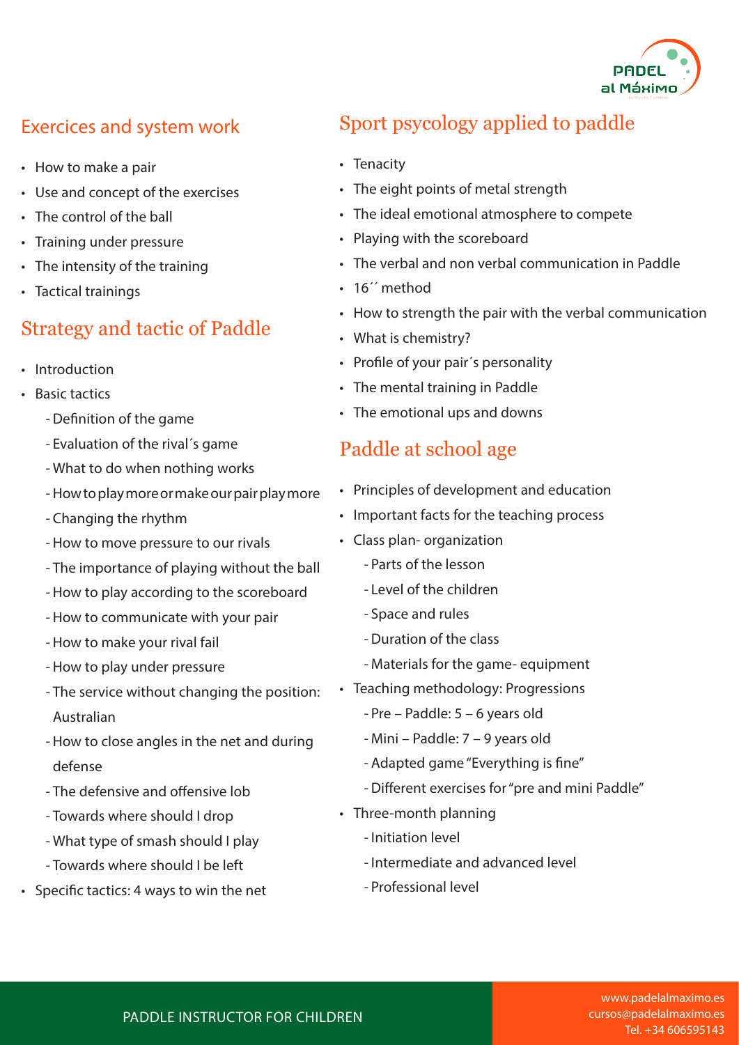## Exercices and system work

- How to make a pair
- Use and concept of the exercises
- The control of the ball
- Training under pressure
- The intensity of the training
- Tactical trainings

## Strategy and tactic of Paddle

- Introduction
- Basic tactics
  - Definition of the game
  - Evaluation of the rival´s game
  - What to do when nothing works
  - How to play more or make our pair play more
  - Changing the rhythm
  - How to move pressure to our rivals
  - The importance of playing without the ball
  - How to play according to the scoreboard
  - How to communicate with your pair
  - How to make your rival fail
  - How to play under pressure
  - The service without changing the position: Australian
  - How to close angles in the net and during defense
  - The defensive and offensive lob
  - Towards where should I drop
  - What type of smash should I play
  - Towards where should I be left
- Specific tactics: 4 ways to win the net

## Sport psycology applied to paddle

- Tenacity
- The eight points of metal strength
- The ideal emotional atmosphere to compete
- Playing with the scoreboard
- The verbal and non verbal communication in Paddle
- 16´´ method
- How to strength the pair with the verbal communication
- What is chemistry?
- Profile of your pair´s personality
- The mental training in Paddle
- The emotional ups and downs

## Paddle at school age

- Principles of development and education
- Important facts for the teaching process
- Class plan- organization
  - Parts of the lesson
  - Level of the children
  - Space and rules
  - Duration of the class
  - Materials for the game- equipment
- Teaching methodology: Progressions
  - Pre – Paddle: 5 – 6 years old
  - Mini – Paddle: 7 – 9 years old
  - Adapted game "Everything is fine"
  - Different exercises for "pre and mini Paddle"
- Three-month planning
  - Initiation level
  - Intermediate and advanced level
  - Professional level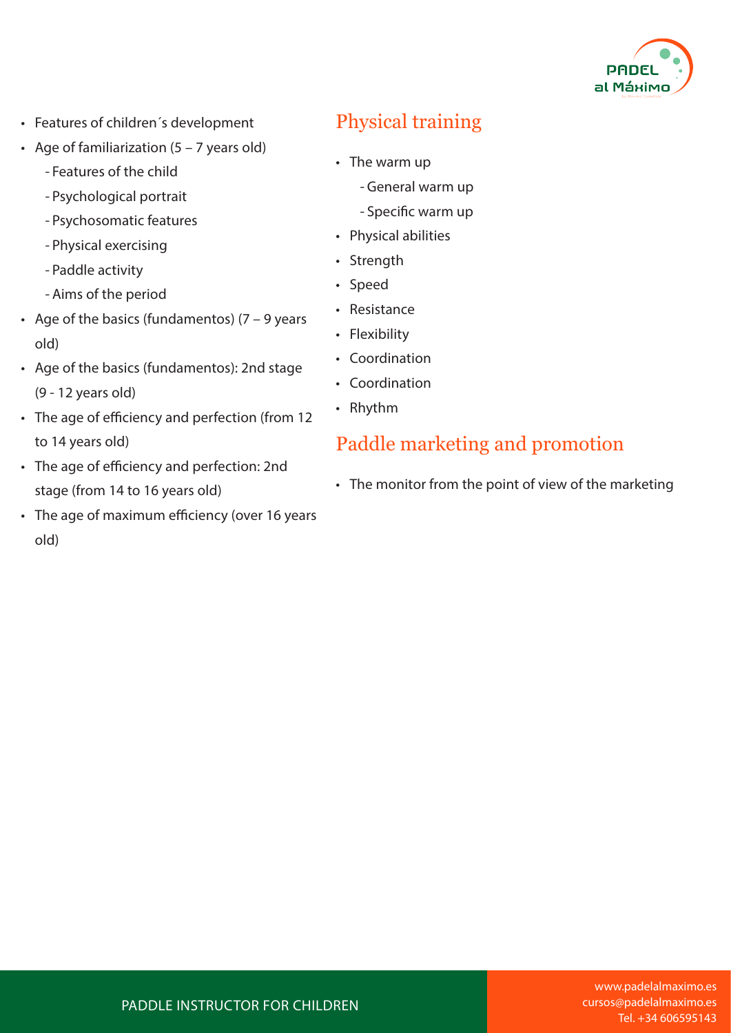- Features of children´s development
- Age of familiarization (5 – 7 years old)
  - Features of the child
  - Psychological portrait
  - Psychosomatic features
  - Physical exercising
  - Paddle activity
  - Aims of the period
- Age of the basics (fundamentos) (7 – 9 years old)
- Age of the basics (fundamentos): 2nd stage (9 - 12 years old)
- The age of efficiency and perfection (from 12 to 14 years old)
- The age of efficiency and perfection: 2nd stage (from 14 to 16 years old)
- The age of maximum efficiency (over 16 years old)

## Physical training

- The warm up
  - General warm up
  - Specific warm up
- Physical abilities
- Strength
- Speed
- Resistance
- Flexibility
- Coordination
- Coordination
- Rhythm

## Paddle marketing and promotion

- The monitor from the point of view of the marketing